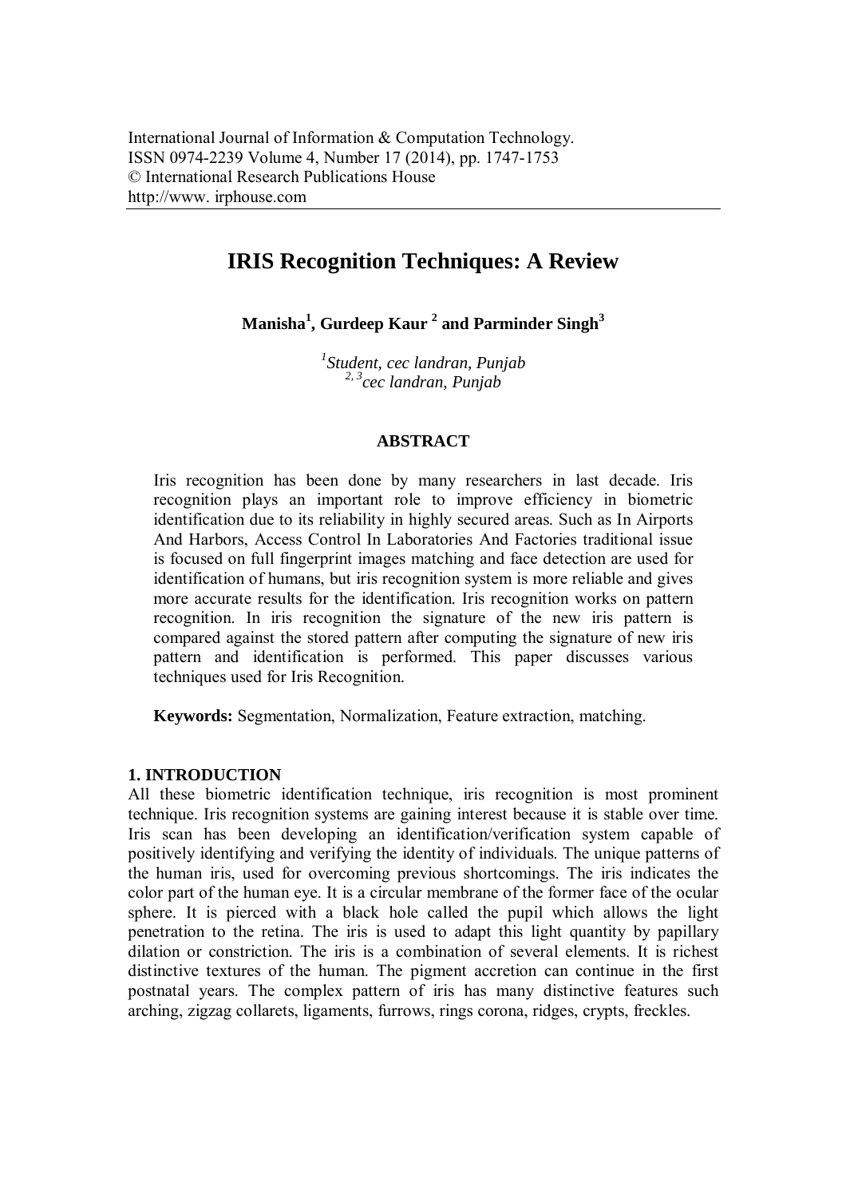International Journal of Information & Computation Technology.
ISSN 0974-2239 Volume 4, Number 17 (2014), pp. 1747-1753
© International Research Publications House
http://www. irphouse.com

# IRIS Recognition Techniques: A Review

**Manisha[1], Gurdeep Kaur [2] and Parminder Singh[3]**

*[1]Student, cec landran, Punjab*
*[2, 3]cec landran, Punjab*

## ABSTRACT

Iris recognition has been done by many researchers in last decade. Iris recognition plays an important role to improve efficiency in biometric identification due to its reliability in highly secured areas. Such as In Airports And Harbors, Access Control In Laboratories And Factories traditional issue is focused on full fingerprint images matching and face detection are used for identification of humans, but iris recognition system is more reliable and gives more accurate results for the identification. Iris recognition works on pattern recognition. In iris recognition the signature of the new iris pattern is compared against the stored pattern after computing the signature of new iris pattern and identification is performed. This paper discusses various techniques used for Iris Recognition.

**Keywords:** Segmentation, Normalization, Feature extraction, matching.

## 1. INTRODUCTION

All these biometric identification technique, iris recognition is most prominent technique. Iris recognition systems are gaining interest because it is stable over time. Iris scan has been developing an identification/verification system capable of positively identifying and verifying the identity of individuals. The unique patterns of the human iris, used for overcoming previous shortcomings. The iris indicates the color part of the human eye. It is a circular membrane of the former face of the ocular sphere. It is pierced with a black hole called the pupil which allows the light penetration to the retina. The iris is used to adapt this light quantity by papillary dilation or constriction. The iris is a combination of several elements. It is richest distinctive textures of the human. The pigment accretion can continue in the first postnatal years. The complex pattern of iris has many distinctive features such arching, zigzag collarets, ligaments, furrows, rings corona, ridges, crypts, freckles.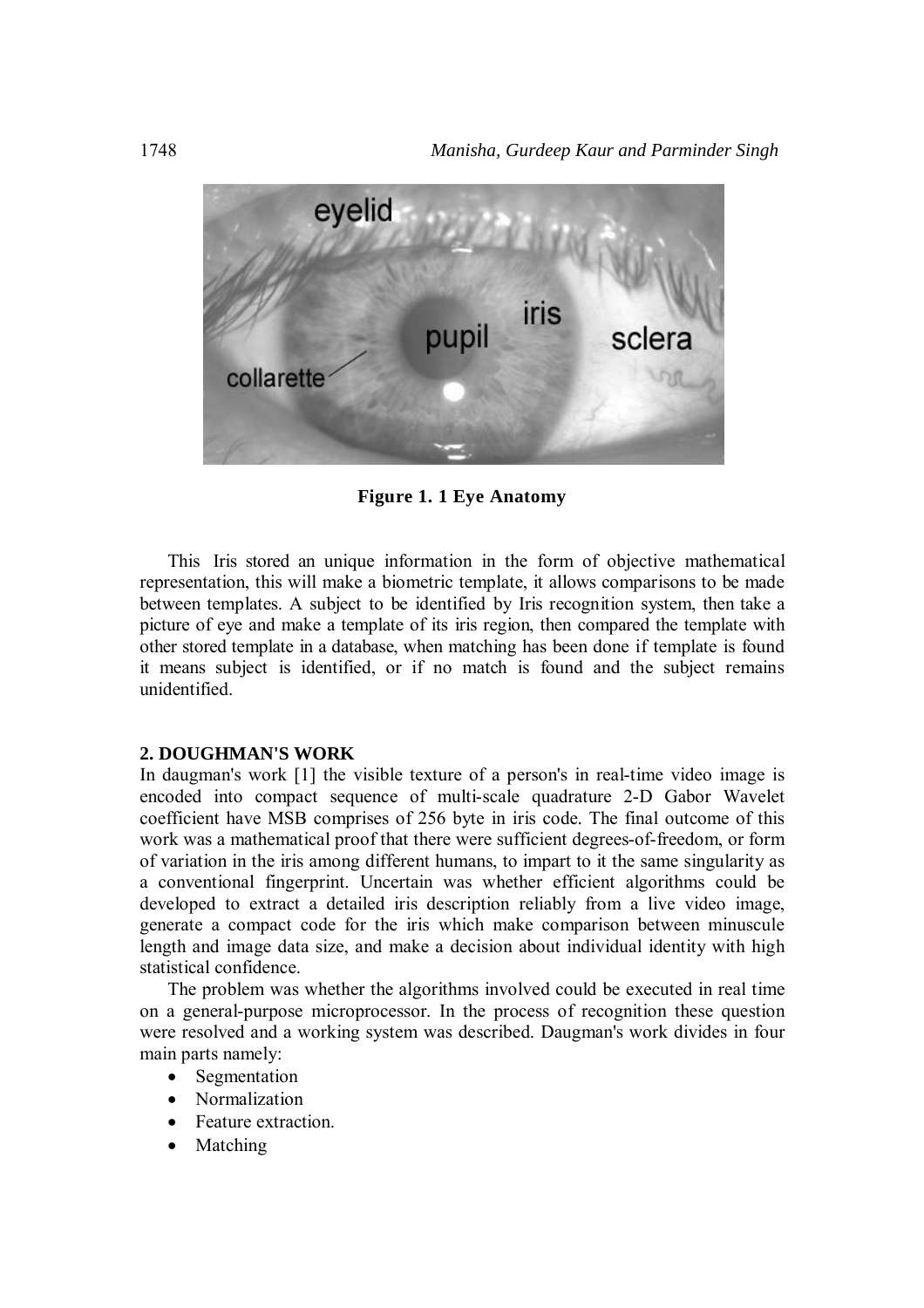Figure 1. 1 Eye Anatomy

This Iris stored an unique information in the form of objective mathematical representation, this will make a biometric template, it allows comparisons to be made between templates. A subject to be identified by Iris recognition system, then take a picture of eye and make a template of its iris region, then compared the template with other stored template in a database, when matching has been done if template is found it means subject is identified, or if no match is found and the subject remains unidentified.

## 2. DOUGHMAN'S WORK

In daugman's work [1] the visible texture of a person's in real-time video image is encoded into compact sequence of multi-scale quadrature 2-D Gabor Wavelet coefficient have MSB comprises of 256 byte in iris code. The final outcome of this work was a mathematical proof that there were sufficient degrees-of-freedom, or form of variation in the iris among different humans, to impart to it the same singularity as a conventional fingerprint. Uncertain was whether efficient algorithms could be developed to extract a detailed iris description reliably from a live video image, generate a compact code for the iris which make comparison between minuscule length and image data size, and make a decision about individual identity with high statistical confidence.

The problem was whether the algorithms involved could be executed in real time on a general-purpose microprocessor. In the process of recognition these question were resolved and a working system was described. Daugman's work divides in four main parts namely:

- Segmentation
- Normalization
- Feature extraction.
- Matching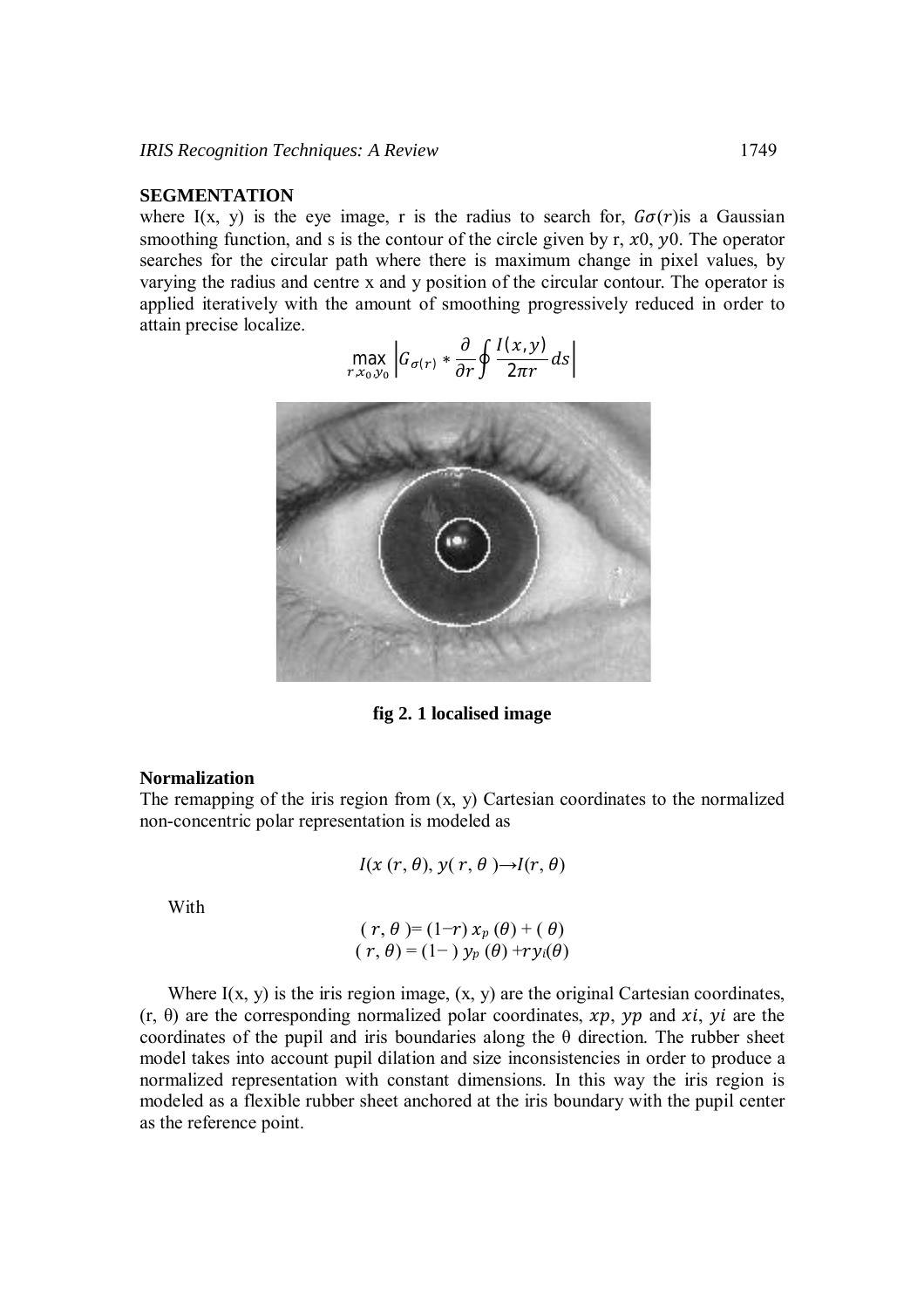**SEGMENTATION**

where I(x, y) is the eye image, r is the radius to search for, $G\sigma(r)$is a Gaussian smoothing function, and s is the contour of the circle given by r, $x0$, $y0$. The operator searches for the circular path where there is maximum change in pixel values, by varying the radius and centre x and y position of the circular contour. The operator is applied iteratively with the amount of smoothing progressively reduced in order to attain precise localize.

$$\max_{r,x_0,y_0} \left| G_{\sigma(r)} * \frac{\partial}{\partial r} \oint \frac{I(x,y)}{2\pi r} ds \right|$$

**fig 2. 1 localised image**

**Normalization**

The remapping of the iris region from (x, y) Cartesian coordinates to the normalized non-concentric polar representation is modeled as

$$I(x\,(r,\theta),\, y(\,r,\theta\,) \rightarrow I(r,\theta)$$

With

$$(\,r,\theta\,) = (1-r)\,x_p\,(\theta) + (\,\theta)$$
$$(\,r,\theta) = (1-\,)\,y_p\,(\theta) + r y_i(\theta)$$

Where I(x, y) is the iris region image, (x, y) are the original Cartesian coordinates, (r, θ) are the corresponding normalized polar coordinates, $xp$, $yp$ and $xi$, $yi$ are the coordinates of the pupil and iris boundaries along the θ direction. The rubber sheet model takes into account pupil dilation and size inconsistencies in order to produce a normalized representation with constant dimensions. In this way the iris region is modeled as a flexible rubber sheet anchored at the iris boundary with the pupil center as the reference point.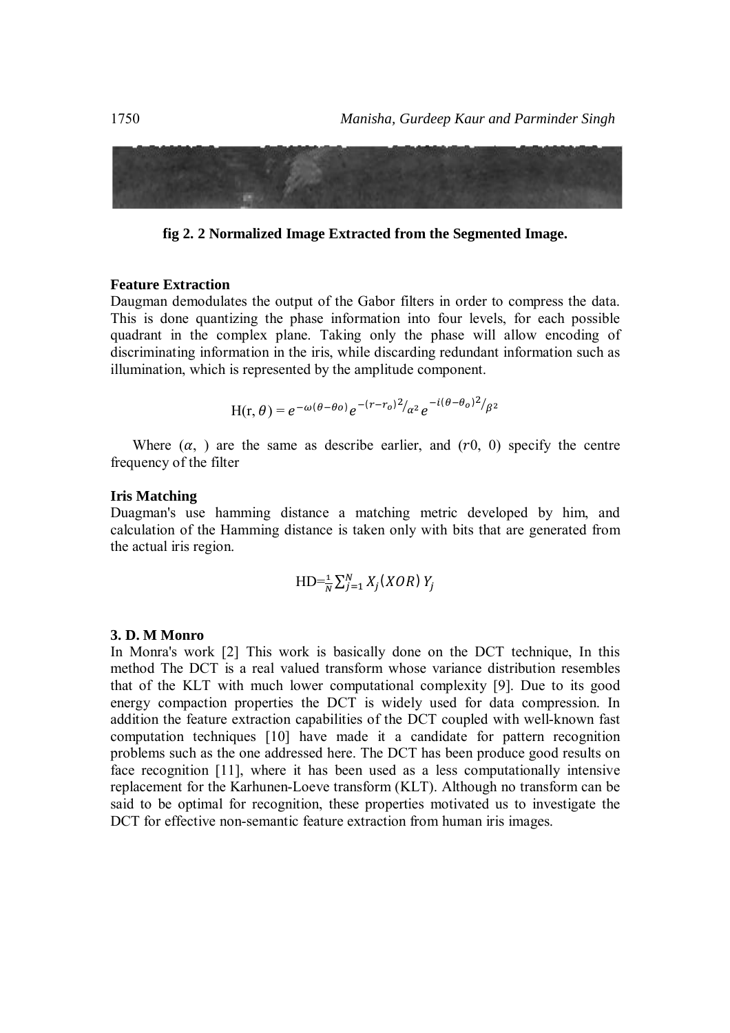**fig 2. 2 Normalized Image Extracted from the Segmented Image.**

**Feature Extraction**

Daugman demodulates the output of the Gabor filters in order to compress the data. This is done quantizing the phase information into four levels, for each possible quadrant in the complex plane. Taking only the phase will allow encoding of discriminating information in the iris, while discarding redundant information such as illumination, which is represented by the amplitude component.

$$\mathrm{H}(\mathrm{r}, \theta) = e^{-\omega(\theta-\theta o)} e^{-(r-r_o)^2/\alpha^2} e^{-i(\theta-\theta_o)^2/\beta^2}$$

Where $(\alpha,\ )$ are the same as describe earlier, and $(r0,\ 0)$ specify the centre frequency of the filter

**Iris Matching**

Duagman's use hamming distance a matching metric developed by him, and calculation of the Hamming distance is taken only with bits that are generated from the actual iris region.

$$\mathrm{HD}=\frac{1}{N}\sum_{j=1}^{N} X_j (XOR)\, Y_j$$

**3. D. M Monro**

In Monra's work [2] This work is basically done on the DCT technique, In this method The DCT is a real valued transform whose variance distribution resembles that of the KLT with much lower computational complexity [9]. Due to its good energy compaction properties the DCT is widely used for data compression. In addition the feature extraction capabilities of the DCT coupled with well-known fast computation techniques [10] have made it a candidate for pattern recognition problems such as the one addressed here. The DCT has been produce good results on face recognition [11], where it has been used as a less computationally intensive replacement for the Karhunen-Loeve transform (KLT). Although no transform can be said to be optimal for recognition, these properties motivated us to investigate the DCT for effective non-semantic feature extraction from human iris images.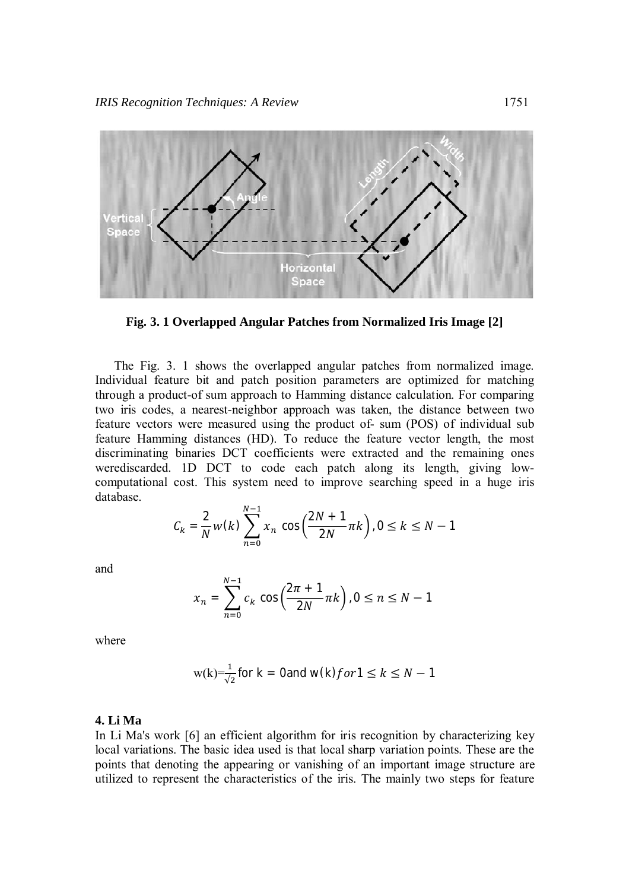**Fig. 3. 1 Overlapped Angular Patches from Normalized Iris Image [2]**

The Fig. 3. 1 shows the overlapped angular patches from normalized image. Individual feature bit and patch position parameters are optimized for matching through a product-of sum approach to Hamming distance calculation. For comparing two iris codes, a nearest-neighbor approach was taken, the distance between two feature vectors were measured using the product of- sum (POS) of individual sub feature Hamming distances (HD). To reduce the feature vector length, the most discriminating binaries DCT coefficients were extracted and the remaining ones werediscarded. 1D DCT to code each patch along its length, giving low-computational cost. This system need to improve searching speed in a huge iris database.

$$C_k = \frac{2}{N} w(k) \sum_{n=0}^{N-1} x_n \cos\left(\frac{2N+1}{2N}\pi k\right), 0 \le k \le N-1$$

and

$$x_n = \sum_{n=0}^{N-1} c_k \cos\left(\frac{2\pi+1}{2N}\pi k\right), 0 \le n \le N-1$$

where

$$\mathrm{w(k)} = \frac{1}{\sqrt{2}} \text{ for } k = 0 \text{ and } w(k) for 1 \le k \le N-1$$

**4. Li Ma**

In Li Ma's work [6] an efficient algorithm for iris recognition by characterizing key local variations. The basic idea used is that local sharp variation points. These are the points that denoting the appearing or vanishing of an important image structure are utilized to represent the characteristics of the iris. The mainly two steps for feature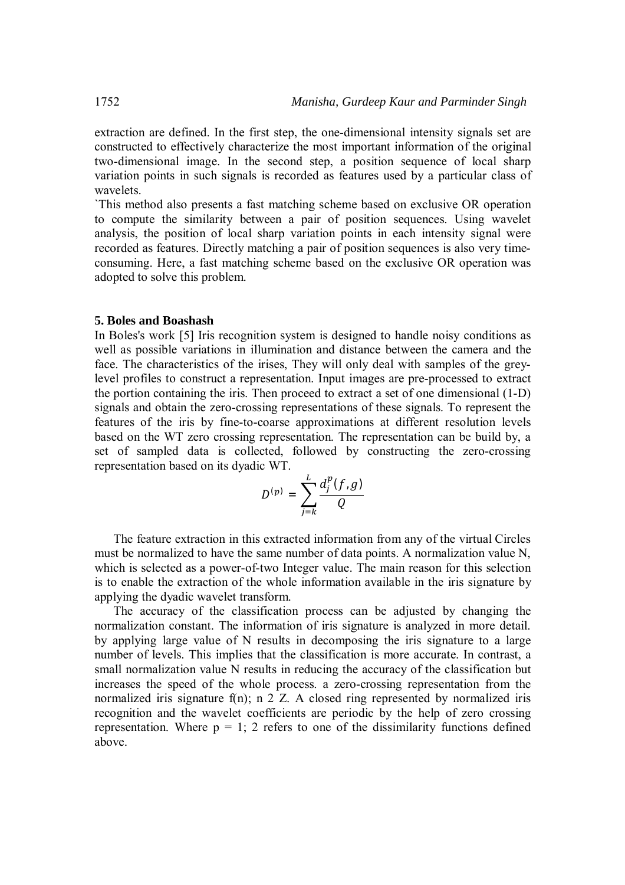extraction are defined. In the first step, the one-dimensional intensity signals set are constructed to effectively characterize the most important information of the original two-dimensional image. In the second step, a position sequence of local sharp variation points in such signals is recorded as features used by a particular class of wavelets.

`This method also presents a fast matching scheme based on exclusive OR operation to compute the similarity between a pair of position sequences. Using wavelet analysis, the position of local sharp variation points in each intensity signal were recorded as features. Directly matching a pair of position sequences is also very time-consuming. Here, a fast matching scheme based on the exclusive OR operation was adopted to solve this problem.

**5. Boles and Boashash**

In Boles's work [5] Iris recognition system is designed to handle noisy conditions as well as possible variations in illumination and distance between the camera and the face. The characteristics of the irises, They will only deal with samples of the grey-level profiles to construct a representation. Input images are pre-processed to extract the portion containing the iris. Then proceed to extract a set of one dimensional (1-D) signals and obtain the zero-crossing representations of these signals. To represent the features of the iris by fine-to-coarse approximations at different resolution levels based on the WT zero crossing representation. The representation can be build by, a set of sampled data is collected, followed by constructing the zero-crossing representation based on its dyadic WT.

$$D^{(p)} = \sum_{j=k}^{L} \frac{d_j^p(f,g)}{Q}$$

The feature extraction in this extracted information from any of the virtual Circles must be normalized to have the same number of data points. A normalization value N, which is selected as a power-of-two Integer value. The main reason for this selection is to enable the extraction of the whole information available in the iris signature by applying the dyadic wavelet transform.

The accuracy of the classification process can be adjusted by changing the normalization constant. The information of iris signature is analyzed in more detail. by applying large value of N results in decomposing the iris signature to a large number of levels. This implies that the classification is more accurate. In contrast, a small normalization value N results in reducing the accuracy of the classification but increases the speed of the whole process. a zero-crossing representation from the normalized iris signature f(n); n 2 Z. A closed ring represented by normalized iris recognition and the wavelet coefficients are periodic by the help of zero crossing representation. Where p = 1; 2 refers to one of the dissimilarity functions defined above.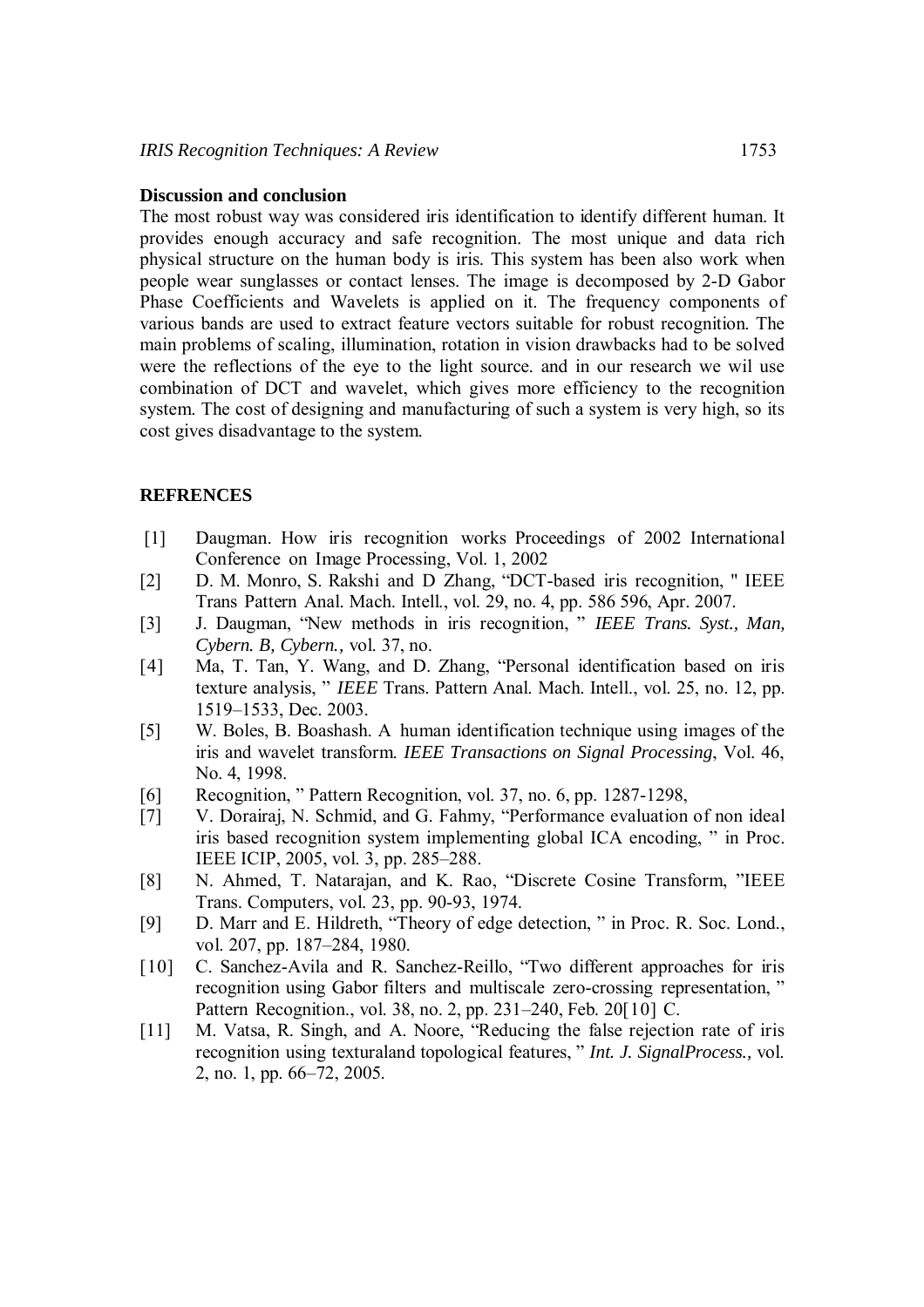**Discussion and conclusion**

The most robust way was considered iris identification to identify different human. It provides enough accuracy and safe recognition. The most unique and data rich physical structure on the human body is iris. This system has been also work when people wear sunglasses or contact lenses. The image is decomposed by 2-D Gabor Phase Coefficients and Wavelets is applied on it. The frequency components of various bands are used to extract feature vectors suitable for robust recognition. The main problems of scaling, illumination, rotation in vision drawbacks had to be solved were the reflections of the eye to the light source. and in our research we wil use combination of DCT and wavelet, which gives more efficiency to the recognition system. The cost of designing and manufacturing of such a system is very high, so its cost gives disadvantage to the system.

**REFRENCES**

[1] Daugman. How iris recognition works Proceedings of 2002 International Conference on Image Processing, Vol. 1, 2002

[2] D. M. Monro, S. Rakshi and D Zhang, "DCT-based iris recognition, " IEEE Trans Pattern Anal. Mach. Intell., vol. 29, no. 4, pp. 586 596, Apr. 2007.

[3] J. Daugman, "New methods in iris recognition, " *IEEE Trans. Syst., Man, Cybern. B, Cybern.,* vol. 37, no.

[4] Ma, T. Tan, Y. Wang, and D. Zhang, "Personal identification based on iris texture analysis, " *IEEE* Trans. Pattern Anal. Mach. Intell., vol. 25, no. 12, pp. 1519–1533, Dec. 2003.

[5] W. Boles, B. Boashash. A human identification technique using images of the iris and wavelet transform. *IEEE Transactions on Signal Processing*, Vol. 46, No. 4, 1998.

[6] Recognition, " Pattern Recognition, vol. 37, no. 6, pp. 1287-1298,

[7] V. Dorairaj, N. Schmid, and G. Fahmy, "Performance evaluation of non ideal iris based recognition system implementing global ICA encoding, " in Proc. IEEE ICIP, 2005, vol. 3, pp. 285–288.

[8] N. Ahmed, T. Natarajan, and K. Rao, "Discrete Cosine Transform, "IEEE Trans. Computers, vol. 23, pp. 90-93, 1974.

[9] D. Marr and E. Hildreth, "Theory of edge detection, " in Proc. R. Soc. Lond., vol. 207, pp. 187–284, 1980.

[10] C. Sanchez-Avila and R. Sanchez-Reillo, "Two different approaches for iris recognition using Gabor filters and multiscale zero-crossing representation, " Pattern Recognition., vol. 38, no. 2, pp. 231–240, Feb. 20[10] C.

[11] M. Vatsa, R. Singh, and A. Noore, "Reducing the false rejection rate of iris recognition using texturaland topological features, " *Int. J. SignalProcess.,* vol. 2, no. 1, pp. 66–72, 2005.